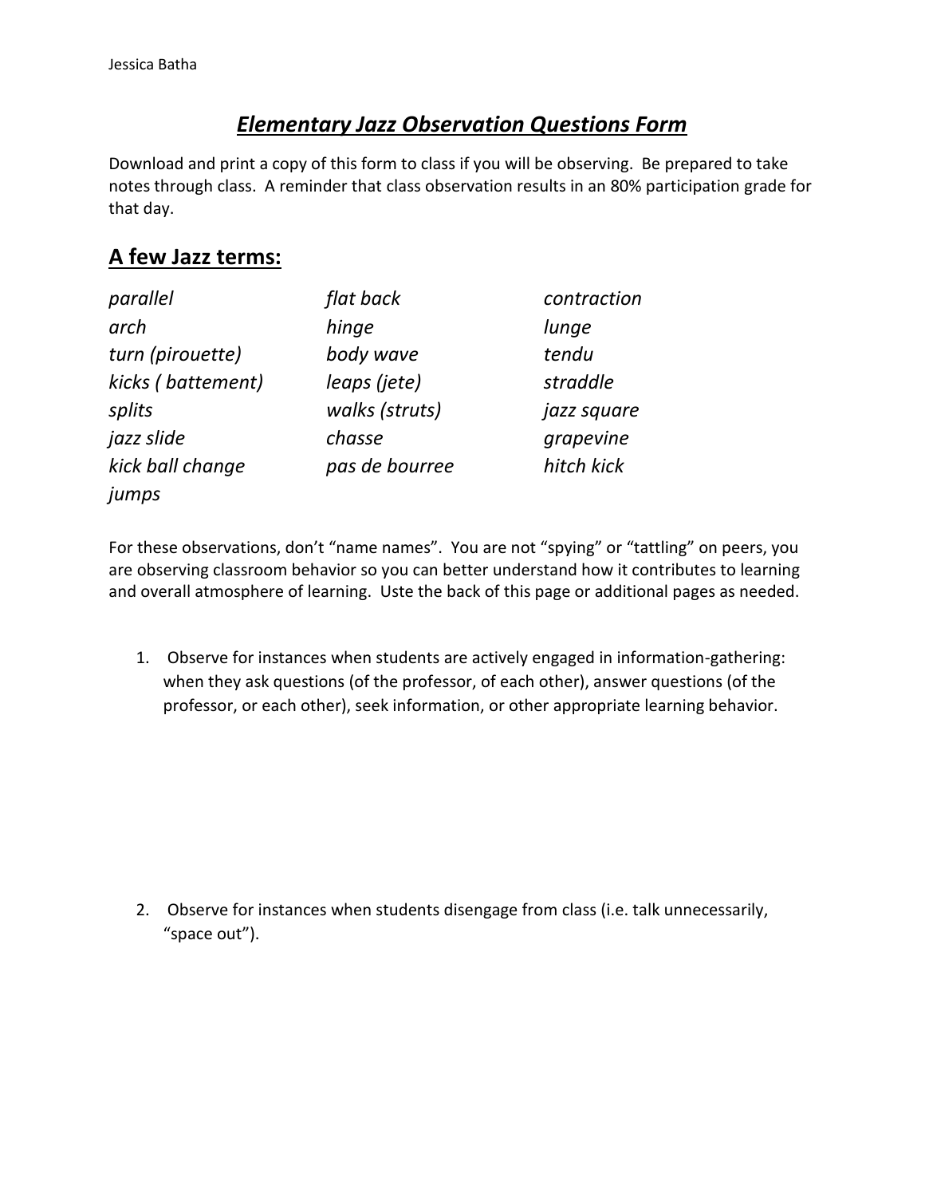Jessica Batha

# *Elementary Jazz Observation Questions Form*

Download and print a copy of this form to class if you will be observing. Be prepared to take notes through class. A reminder that class observation results in an 80% participation grade for that day.

## A few Jazz terms:

| | | |
|---|---|---|
| *parallel* | *flat back* | *contraction* |
| *arch* | *hinge* | *lunge* |
| *turn (pirouette)* | *body wave* | *tendu* |
| *kicks ( battement)* | *leaps (jete)* | *straddle* |
| *splits* | *walks (struts)* | *jazz square* |
| *jazz slide* | *chasse* | *grapevine* |
| *kick ball change* | *pas de bourree* | *hitch kick* |
| *jumps* | | |

For these observations, don't "name names". You are not "spying" or "tattling" on peers, you are observing classroom behavior so you can better understand how it contributes to learning and overall atmosphere of learning. Uste the back of this page or additional pages as needed.

1. Observe for instances when students are actively engaged in information-gathering: when they ask questions (of the professor, of each other), answer questions (of the professor, or each other), seek information, or other appropriate learning behavior.

2. Observe for instances when students disengage from class (i.e. talk unnecessarily, "space out").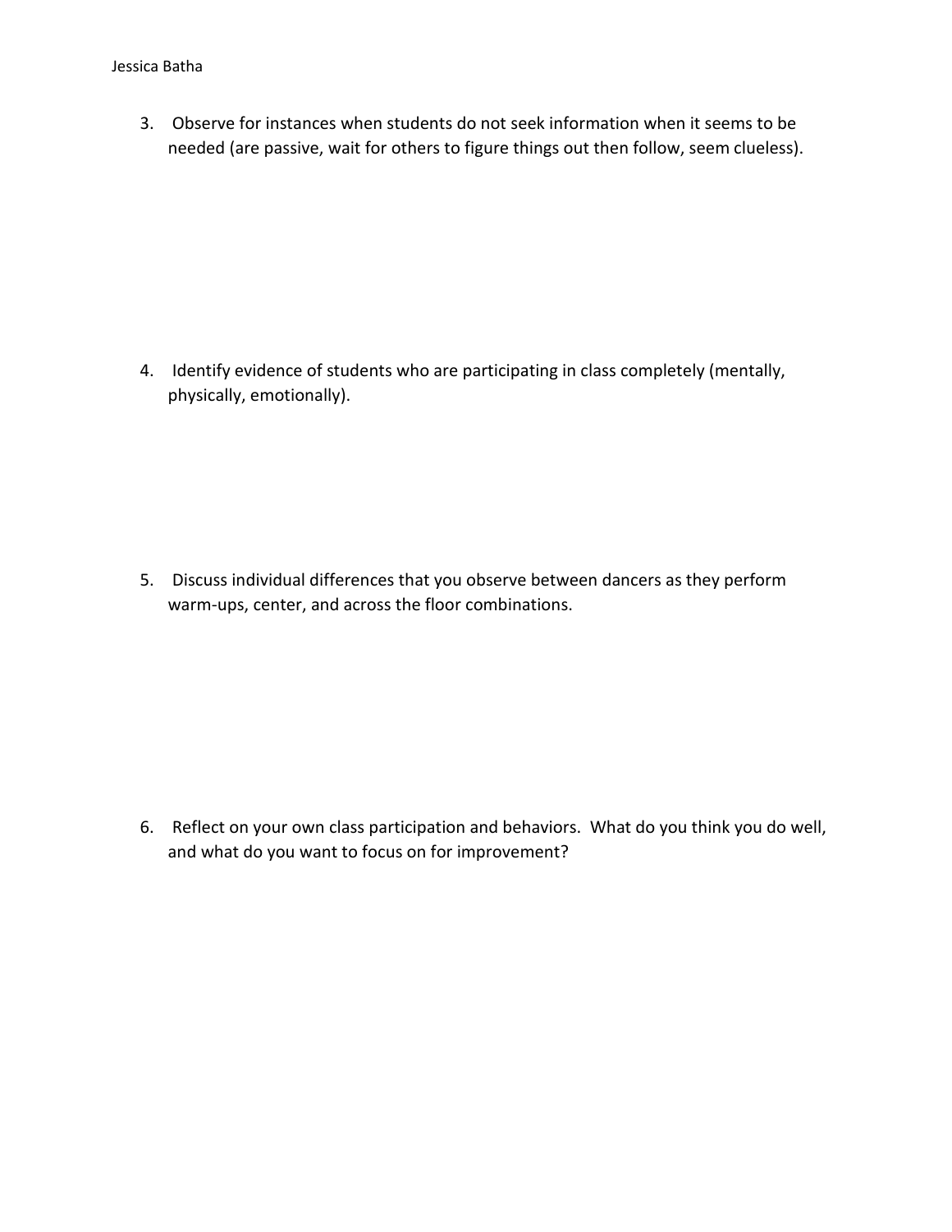3. Observe for instances when students do not seek information when it seems to be needed (are passive, wait for others to figure things out then follow, seem clueless).

4. Identify evidence of students who are participating in class completely (mentally, physically, emotionally).

5. Discuss individual differences that you observe between dancers as they perform warm-ups, center, and across the floor combinations.

6. Reflect on your own class participation and behaviors. What do you think you do well, and what do you want to focus on for improvement?